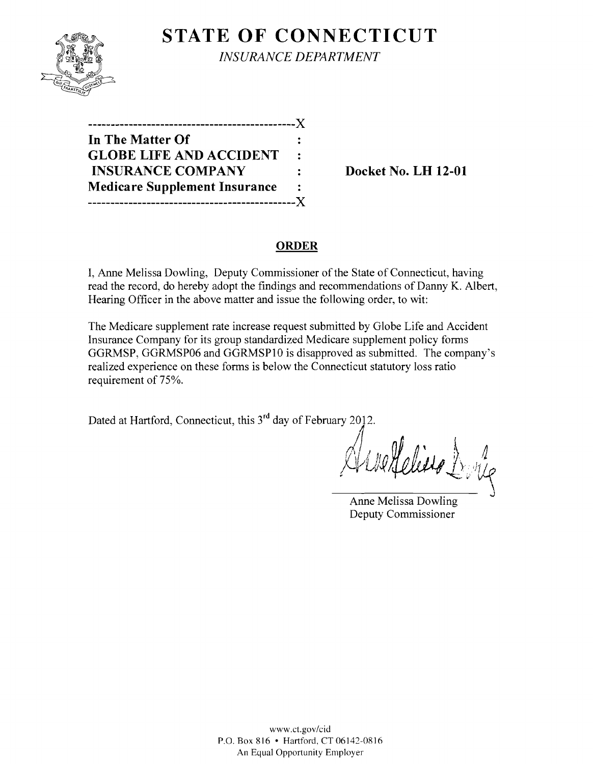# STATE OF CONNECTICUT

*INSURANCE DEPARTMENT*

```
----------------------------------------------X
In The Matter Of                              :
GLOBE LIFE AND ACCIDENT                       :
 INSURANCE COMPANY                            :     Docket No. LH 12-01
Medicare Supplement Insurance                 :
----------------------------------------------X
```

**In The Matter Of**
**GLOBE LIFE AND ACCIDENT INSURANCE COMPANY**
**Medicare Supplement Insurance**

**Docket No. LH 12-01**

## ORDER

I, Anne Melissa Dowling, Deputy Commissioner of the State of Connecticut, having read the record, do hereby adopt the findings and recommendations of Danny K. Albert, Hearing Officer in the above matter and issue the following order, to wit:

The Medicare supplement rate increase request submitted by Globe Life and Accident Insurance Company for its group standardized Medicare supplement policy forms GGRMSP, GGRMSP06 and GGRMSP10 is disapproved as submitted. The company's realized experience on these forms is below the Connecticut statutory loss ratio requirement of 75%.

Dated at Hartford, Connecticut, this 3rd day of February 2012.

Anne Melissa Dowling
Deputy Commissioner

www.ct.gov/cid
P.O. Box 816 • Hartford, CT 06142-0816
An Equal Opportunity Employer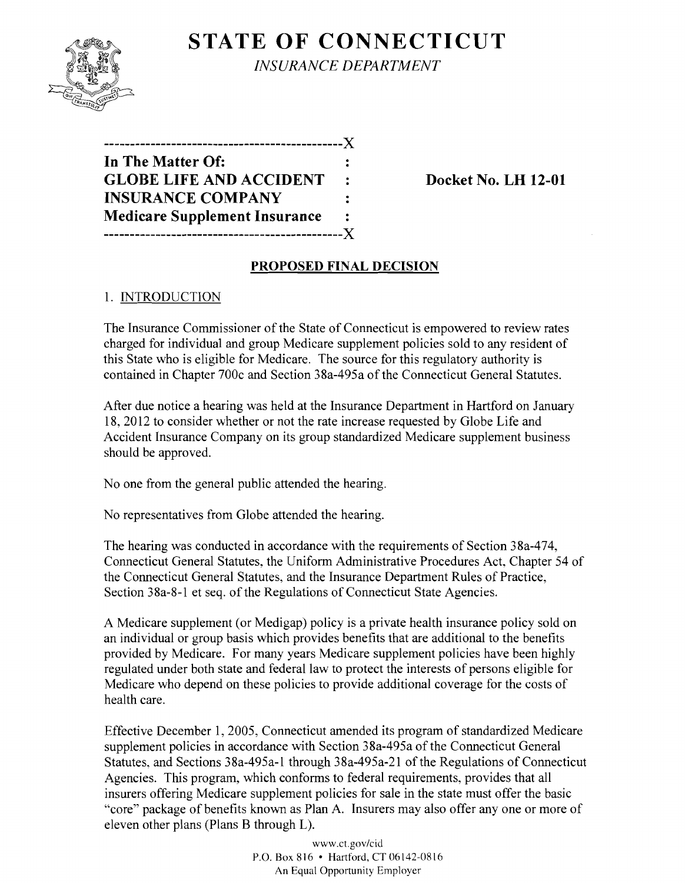# STATE OF CONNECTICUT

*INSURANCE DEPARTMENT*

---------------------------------------------X
**In The Matter Of:** :
**GLOBE LIFE AND ACCIDENT** :
**INSURANCE COMPANY** :
**Medicare Supplement Insurance** :
---------------------------------------------X

**Docket No. LH 12-01**

## PROPOSED FINAL DECISION

### 1. INTRODUCTION

The Insurance Commissioner of the State of Connecticut is empowered to review rates charged for individual and group Medicare supplement policies sold to any resident of this State who is eligible for Medicare. The source for this regulatory authority is contained in Chapter 700c and Section 38a-495a of the Connecticut General Statutes.

After due notice a hearing was held at the Insurance Department in Hartford on January 18, 2012 to consider whether or not the rate increase requested by Globe Life and Accident Insurance Company on its group standardized Medicare supplement business should be approved.

No one from the general public attended the hearing.

No representatives from Globe attended the hearing.

The hearing was conducted in accordance with the requirements of Section 38a-474, Connecticut General Statutes, the Uniform Administrative Procedures Act, Chapter 54 of the Connecticut General Statutes, and the Insurance Department Rules of Practice, Section 38a-8-1 et seq. of the Regulations of Connecticut State Agencies.

A Medicare supplement (or Medigap) policy is a private health insurance policy sold on an individual or group basis which provides benefits that are additional to the benefits provided by Medicare. For many years Medicare supplement policies have been highly regulated under both state and federal law to protect the interests of persons eligible for Medicare who depend on these policies to provide additional coverage for the costs of health care.

Effective December 1, 2005, Connecticut amended its program of standardized Medicare supplement policies in accordance with Section 38a-495a of the Connecticut General Statutes, and Sections 38a-495a-1 through 38a-495a-21 of the Regulations of Connecticut Agencies. This program, which conforms to federal requirements, provides that all insurers offering Medicare supplement policies for sale in the state must offer the basic "core" package of benefits known as Plan A. Insurers may also offer any one or more of eleven other plans (Plans B through L).

www.ct.gov/cid
P.O. Box 816 • Hartford, CT 06142-0816
An Equal Opportunity Employer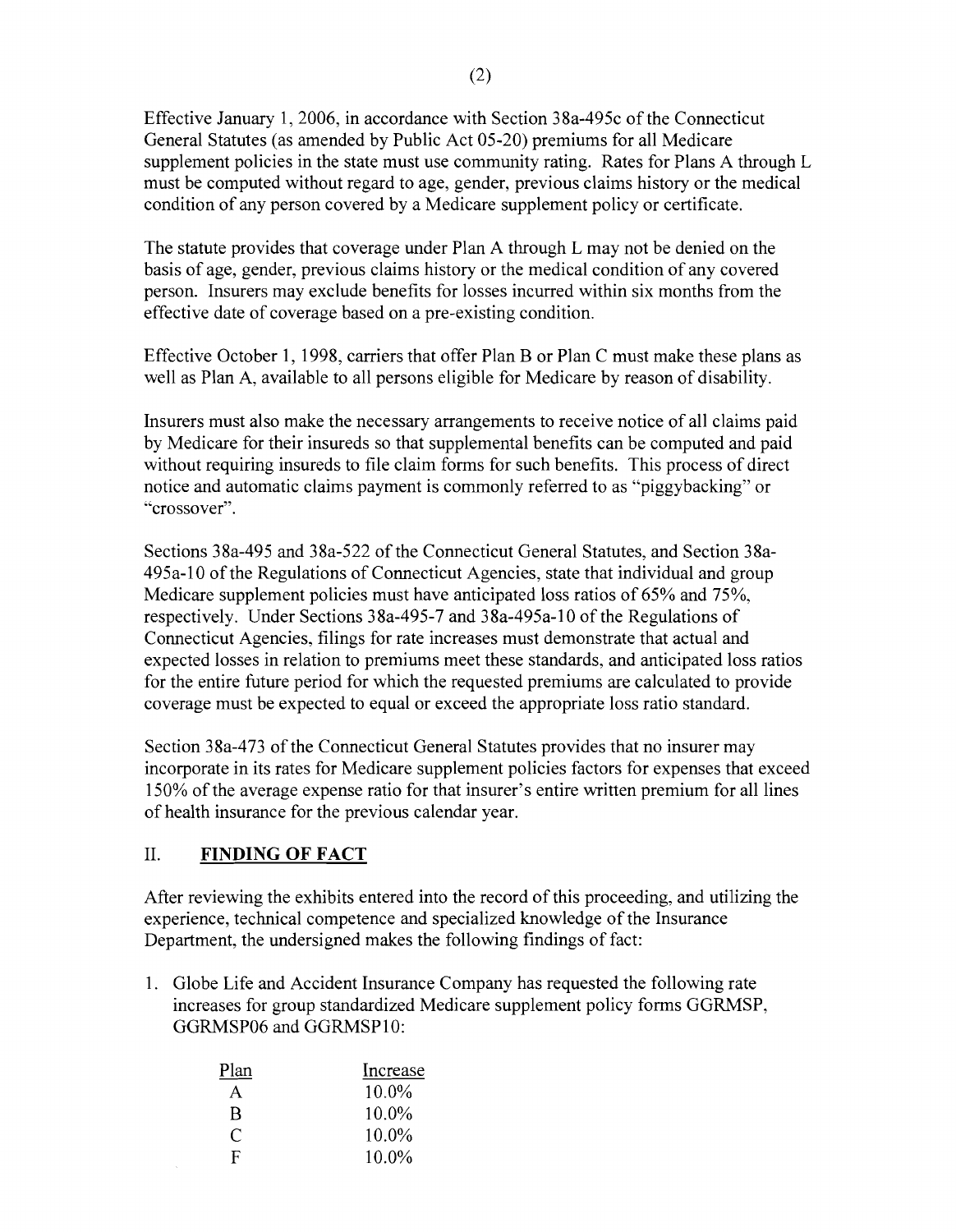Effective January 1, 2006, in accordance with Section 38a-495c of the Connecticut General Statutes (as amended by Public Act 05-20) premiums for all Medicare supplement policies in the state must use community rating. Rates for Plans A through L must be computed without regard to age, gender, previous claims history or the medical condition of any person covered by a Medicare supplement policy or certificate.

The statute provides that coverage under Plan A through L may not be denied on the basis of age, gender, previous claims history or the medical condition of any covered person. Insurers may exclude benefits for losses incurred within six months from the effective date of coverage based on a pre-existing condition.

Effective October 1, 1998, carriers that offer Plan B or Plan C must make these plans as well as Plan A, available to all persons eligible for Medicare by reason of disability.

Insurers must also make the necessary arrangements to receive notice of all claims paid by Medicare for their insureds so that supplemental benefits can be computed and paid without requiring insureds to file claim forms for such benefits. This process of direct notice and automatic claims payment is commonly referred to as "piggybacking" or "crossover".

Sections 38a-495 and 38a-522 of the Connecticut General Statutes, and Section 38a-495a-10 of the Regulations of Connecticut Agencies, state that individual and group Medicare supplement policies must have anticipated loss ratios of 65% and 75%, respectively. Under Sections 38a-495-7 and 38a-495a-10 of the Regulations of Connecticut Agencies, filings for rate increases must demonstrate that actual and expected losses in relation to premiums meet these standards, and anticipated loss ratios for the entire future period for which the requested premiums are calculated to provide coverage must be expected to equal or exceed the appropriate loss ratio standard.

Section 38a-473 of the Connecticut General Statutes provides that no insurer may incorporate in its rates for Medicare supplement policies factors for expenses that exceed 150% of the average expense ratio for that insurer's entire written premium for all lines of health insurance for the previous calendar year.

## II. FINDING OF FACT

After reviewing the exhibits entered into the record of this proceeding, and utilizing the experience, technical competence and specialized knowledge of the Insurance Department, the undersigned makes the following findings of fact:

1. Globe Life and Accident Insurance Company has requested the following rate increases for group standardized Medicare supplement policy forms GGRMSP, GGRMSP06 and GGRMSP10:

| Plan | Increase |
|---|---|
| A | 10.0% |
| B | 10.0% |
| C | 10.0% |
| F | 10.0% |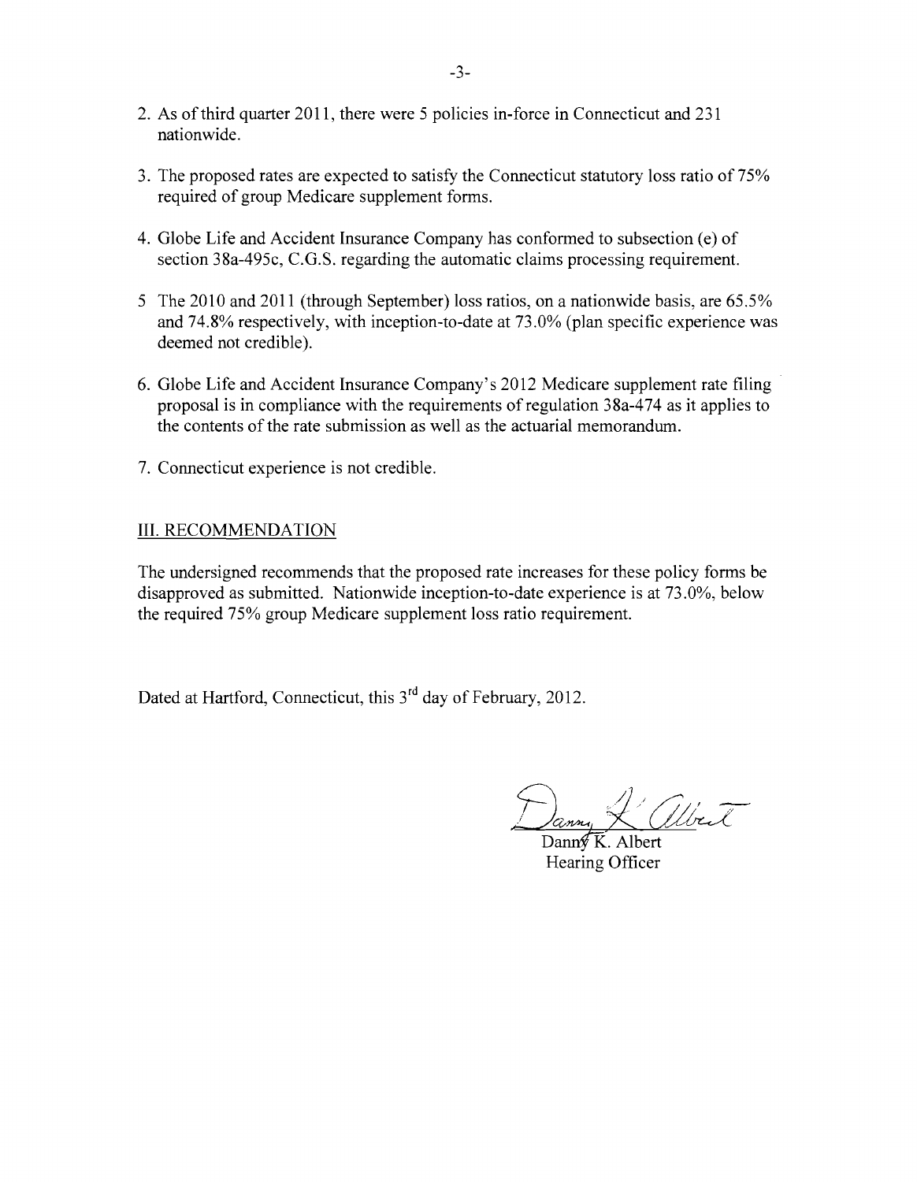2. As of third quarter 2011, there were 5 policies in-force in Connecticut and 231 nationwide.

3. The proposed rates are expected to satisfy the Connecticut statutory loss ratio of 75% required of group Medicare supplement forms.

4. Globe Life and Accident Insurance Company has conformed to subsection (e) of section 38a-495c, C.G.S. regarding the automatic claims processing requirement.

5 The 2010 and 2011 (through September) loss ratios, on a nationwide basis, are 65.5% and 74.8% respectively, with inception-to-date at 73.0% (plan specific experience was deemed not credible).

6. Globe Life and Accident Insurance Company's 2012 Medicare supplement rate filing proposal is in compliance with the requirements of regulation 38a-474 as it applies to the contents of the rate submission as well as the actuarial memorandum.

7. Connecticut experience is not credible.

## III. RECOMMENDATION

The undersigned recommends that the proposed rate increases for these policy forms be disapproved as submitted. Nationwide inception-to-date experience is at 73.0%, below the required 75% group Medicare supplement loss ratio requirement.

Dated at Hartford, Connecticut, this 3rd day of February, 2012.

Danny K. Albert
Hearing Officer